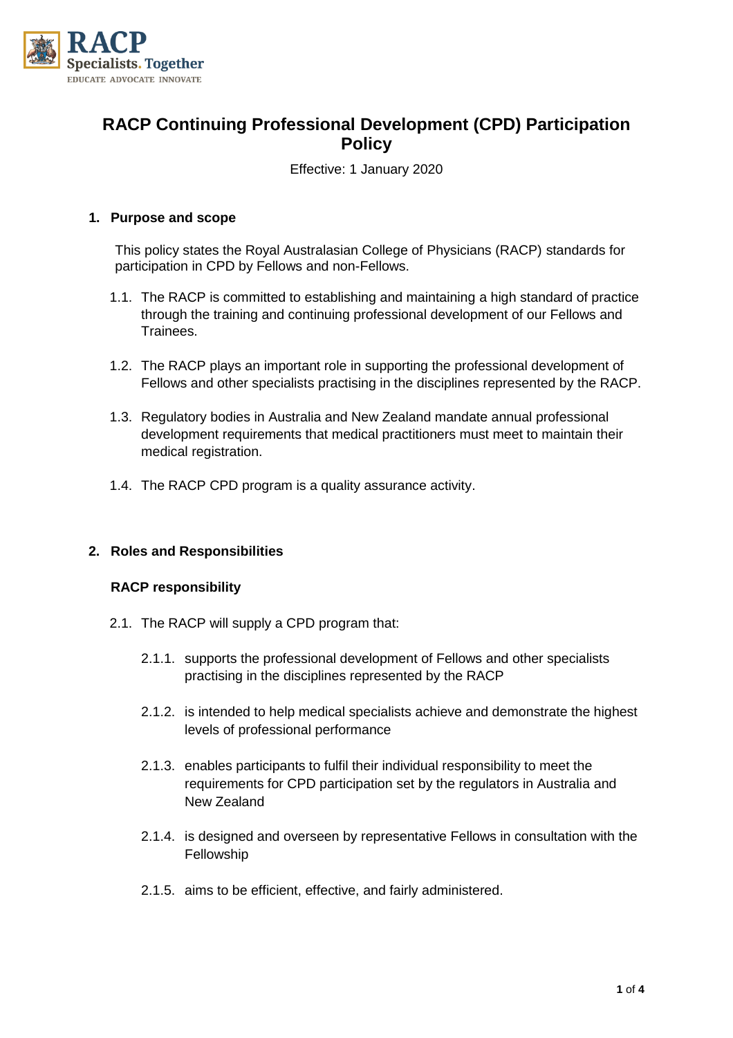# RACP Continuing Professional Development (CPD) Participation Policy

Effective: 1 January 2020

## 1. Purpose and scope

This policy states the Royal Australasian College of Physicians (RACP) standards for participation in CPD by Fellows and non-Fellows.

1.1. The RACP is committed to establishing and maintaining a high standard of practice through the training and continuing professional development of our Fellows and Trainees.

1.2. The RACP plays an important role in supporting the professional development of Fellows and other specialists practising in the disciplines represented by the RACP.

1.3. Regulatory bodies in Australia and New Zealand mandate annual professional development requirements that medical practitioners must meet to maintain their medical registration.

1.4. The RACP CPD program is a quality assurance activity.

## 2. Roles and Responsibilities

### RACP responsibility

2.1. The RACP will supply a CPD program that:

2.1.1. supports the professional development of Fellows and other specialists practising in the disciplines represented by the RACP

2.1.2. is intended to help medical specialists achieve and demonstrate the highest levels of professional performance

2.1.3. enables participants to fulfil their individual responsibility to meet the requirements for CPD participation set by the regulators in Australia and New Zealand

2.1.4. is designed and overseen by representative Fellows in consultation with the Fellowship

2.1.5. aims to be efficient, effective, and fairly administered.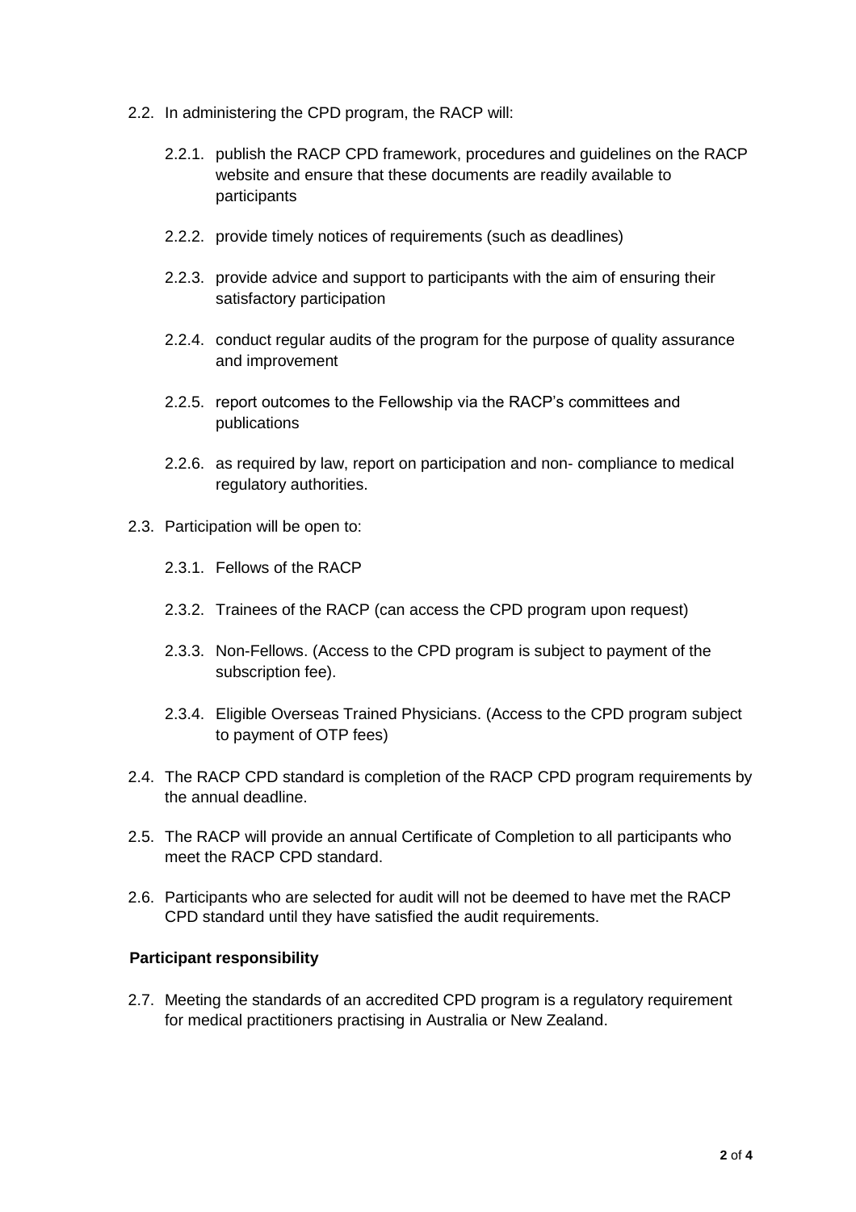2.2. In administering the CPD program, the RACP will:

2.2.1. publish the RACP CPD framework, procedures and guidelines on the RACP website and ensure that these documents are readily available to participants

2.2.2. provide timely notices of requirements (such as deadlines)

2.2.3. provide advice and support to participants with the aim of ensuring their satisfactory participation

2.2.4. conduct regular audits of the program for the purpose of quality assurance and improvement

2.2.5. report outcomes to the Fellowship via the RACP's committees and publications

2.2.6. as required by law, report on participation and non- compliance to medical regulatory authorities.

2.3. Participation will be open to:

2.3.1. Fellows of the RACP

2.3.2. Trainees of the RACP (can access the CPD program upon request)

2.3.3. Non-Fellows. (Access to the CPD program is subject to payment of the subscription fee).

2.3.4. Eligible Overseas Trained Physicians. (Access to the CPD program subject to payment of OTP fees)

2.4. The RACP CPD standard is completion of the RACP CPD program requirements by the annual deadline.

2.5. The RACP will provide an annual Certificate of Completion to all participants who meet the RACP CPD standard.

2.6. Participants who are selected for audit will not be deemed to have met the RACP CPD standard until they have satisfied the audit requirements.

**Participant responsibility**

2.7. Meeting the standards of an accredited CPD program is a regulatory requirement for medical practitioners practising in Australia or New Zealand.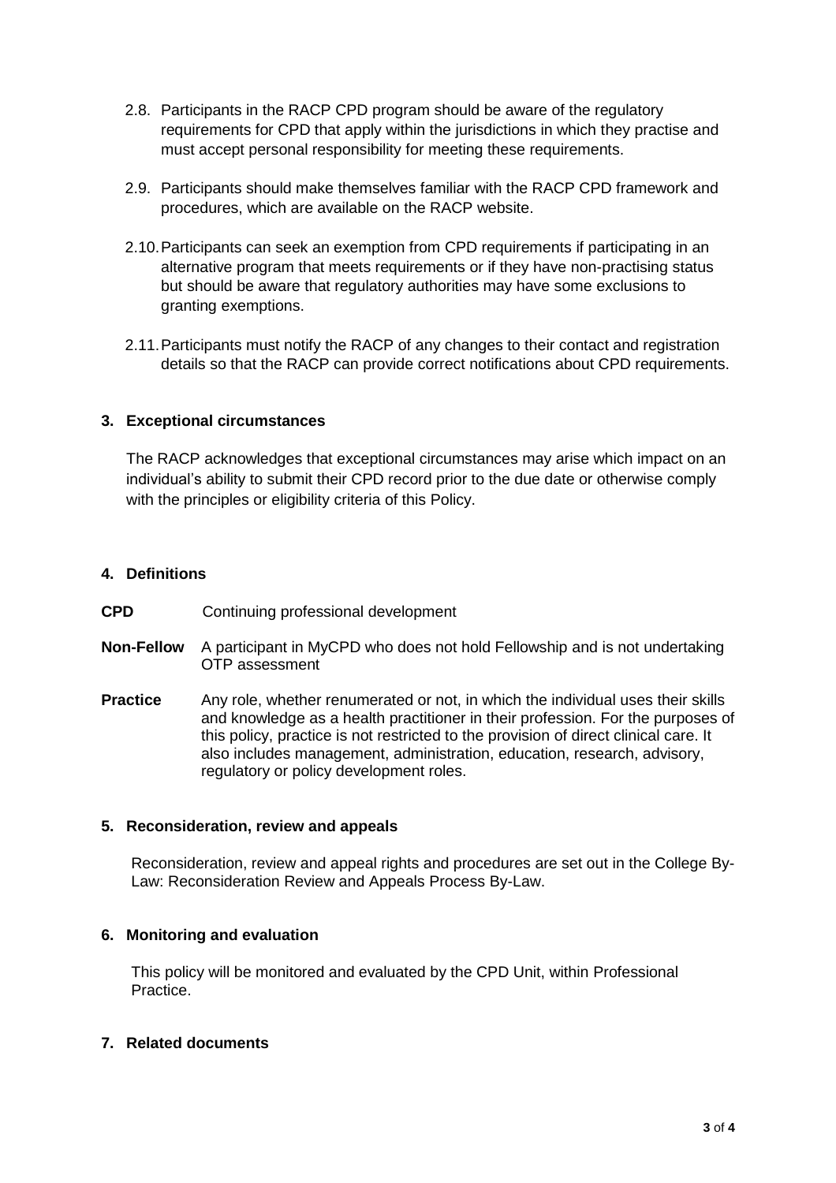2.8. Participants in the RACP CPD program should be aware of the regulatory requirements for CPD that apply within the jurisdictions in which they practise and must accept personal responsibility for meeting these requirements.

2.9. Participants should make themselves familiar with the RACP CPD framework and procedures, which are available on the RACP website.

2.10. Participants can seek an exemption from CPD requirements if participating in an alternative program that meets requirements or if they have non-practising status but should be aware that regulatory authorities may have some exclusions to granting exemptions.

2.11. Participants must notify the RACP of any changes to their contact and registration details so that the RACP can provide correct notifications about CPD requirements.

## 3. Exceptional circumstances

The RACP acknowledges that exceptional circumstances may arise which impact on an individual's ability to submit their CPD record prior to the due date or otherwise comply with the principles or eligibility criteria of this Policy.

## 4. Definitions

**CPD** Continuing professional development

**Non-Fellow** A participant in MyCPD who does not hold Fellowship and is not undertaking OTP assessment

**Practice** Any role, whether renumerated or not, in which the individual uses their skills and knowledge as a health practitioner in their profession. For the purposes of this policy, practice is not restricted to the provision of direct clinical care. It also includes management, administration, education, research, advisory, regulatory or policy development roles.

## 5. Reconsideration, review and appeals

Reconsideration, review and appeal rights and procedures are set out in the College By-Law: Reconsideration Review and Appeals Process By-Law.

## 6. Monitoring and evaluation

This policy will be monitored and evaluated by the CPD Unit, within Professional Practice.

## 7. Related documents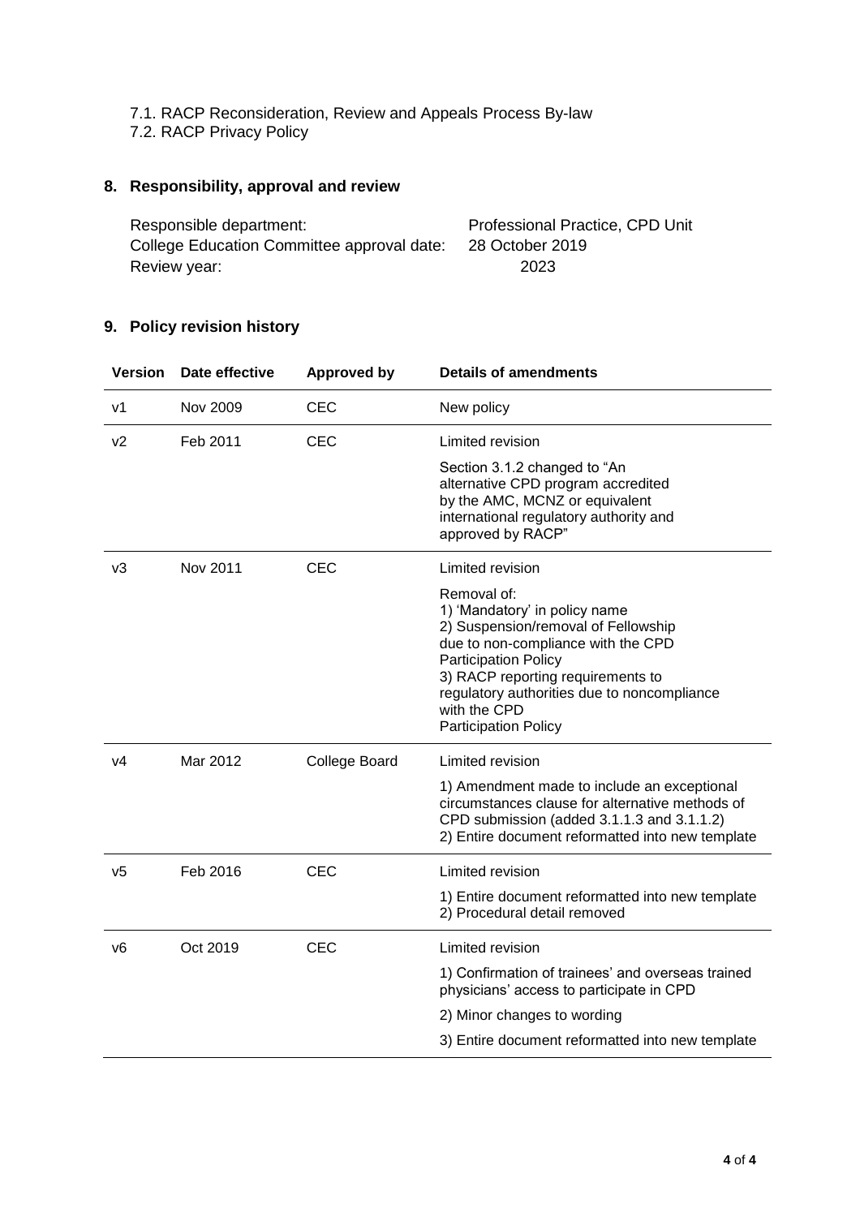7.1. RACP Reconsideration, Review and Appeals Process By-law
7.2. RACP Privacy Policy

## 8. Responsibility, approval and review

| | |
|---|---|
| Responsible department: | Professional Practice, CPD Unit |
| College Education Committee approval date: | 28 October 2019 |
| Review year: | 2023 |

## 9. Policy revision history

| Version | Date effective | Approved by | Details of amendments |
|---|---|---|---|
| v1 | Nov 2009 | CEC | New policy |
| v2 | Feb 2011 | CEC | Limited revision<br><br>Section 3.1.2 changed to "An alternative CPD program accredited by the AMC, MCNZ or equivalent international regulatory authority and approved by RACP" |
| v3 | Nov 2011 | CEC | Limited revision<br><br>Removal of:<br>1) 'Mandatory' in policy name<br>2) Suspension/removal of Fellowship due to non-compliance with the CPD Participation Policy<br>3) RACP reporting requirements to regulatory authorities due to noncompliance with the CPD Participation Policy |
| v4 | Mar 2012 | College Board | Limited revision<br><br>1) Amendment made to include an exceptional circumstances clause for alternative methods of CPD submission (added 3.1.1.3 and 3.1.1.2)<br>2) Entire document reformatted into new template |
| v5 | Feb 2016 | CEC | Limited revision<br><br>1) Entire document reformatted into new template<br>2) Procedural detail removed |
| v6 | Oct 2019 | CEC | Limited revision<br><br>1) Confirmation of trainees' and overseas trained physicians' access to participate in CPD<br><br>2) Minor changes to wording<br><br>3) Entire document reformatted into new template |